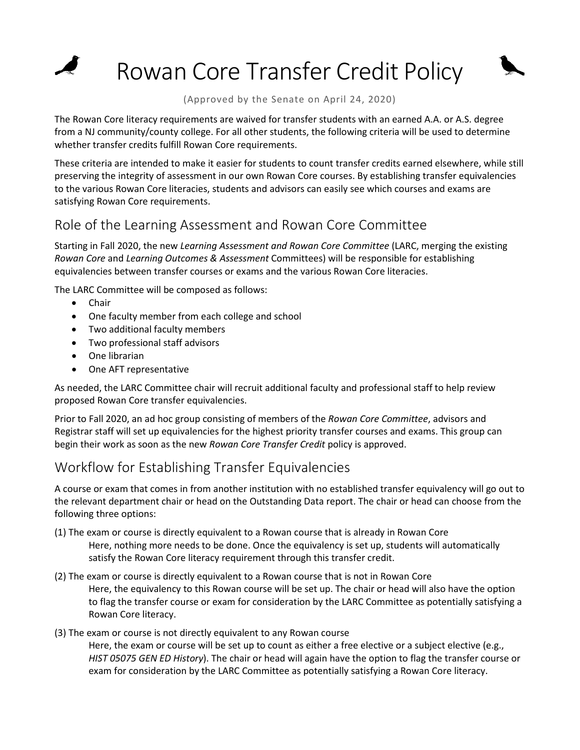# Rowan Core Transfer Credit Policy

(Approved by the Senate on April 24, 2020)

The Rowan Core literacy requirements are waived for transfer students with an earned A.A. or A.S. degree from a NJ community/county college. For all other students, the following criteria will be used to determine whether transfer credits fulfill Rowan Core requirements.

These criteria are intended to make it easier for students to count transfer credits earned elsewhere, while still preserving the integrity of assessment in our own Rowan Core courses. By establishing transfer equivalencies to the various Rowan Core literacies, students and advisors can easily see which courses and exams are satisfying Rowan Core requirements.

## Role of the Learning Assessment and Rowan Core Committee

Starting in Fall 2020, the new *Learning Assessment and Rowan Core Committee* (LARC, merging the existing *Rowan Core* and *Learning Outcomes & Assessment* Committees) will be responsible for establishing equivalencies between transfer courses or exams and the various Rowan Core literacies.

The LARC Committee will be composed as follows:

- Chair
- One faculty member from each college and school
- Two additional faculty members
- Two professional staff advisors
- One librarian
- One AFT representative

As needed, the LARC Committee chair will recruit additional faculty and professional staff to help review proposed Rowan Core transfer equivalencies.

Prior to Fall 2020, an ad hoc group consisting of members of the *Rowan Core Committee*, advisors and Registrar staff will set up equivalencies for the highest priority transfer courses and exams. This group can begin their work as soon as the new *Rowan Core Transfer Credit* policy is approved.

## Workflow for Establishing Transfer Equivalencies

A course or exam that comes in from another institution with no established transfer equivalency will go out to the relevant department chair or head on the Outstanding Data report. The chair or head can choose from the following three options:

(1) The exam or course is directly equivalent to a Rowan course that is already in Rowan Core

Here, nothing more needs to be done. Once the equivalency is set up, students will automatically satisfy the Rowan Core literacy requirement through this transfer credit.

(2) The exam or course is directly equivalent to a Rowan course that is not in Rowan Core

Here, the equivalency to this Rowan course will be set up. The chair or head will also have the option to flag the transfer course or exam for consideration by the LARC Committee as potentially satisfying a Rowan Core literacy.

(3) The exam or course is not directly equivalent to any Rowan course

Here, the exam or course will be set up to count as either a free elective or a subject elective (e.g., *HIST 05075 GEN ED History*). The chair or head will again have the option to flag the transfer course or exam for consideration by the LARC Committee as potentially satisfying a Rowan Core literacy.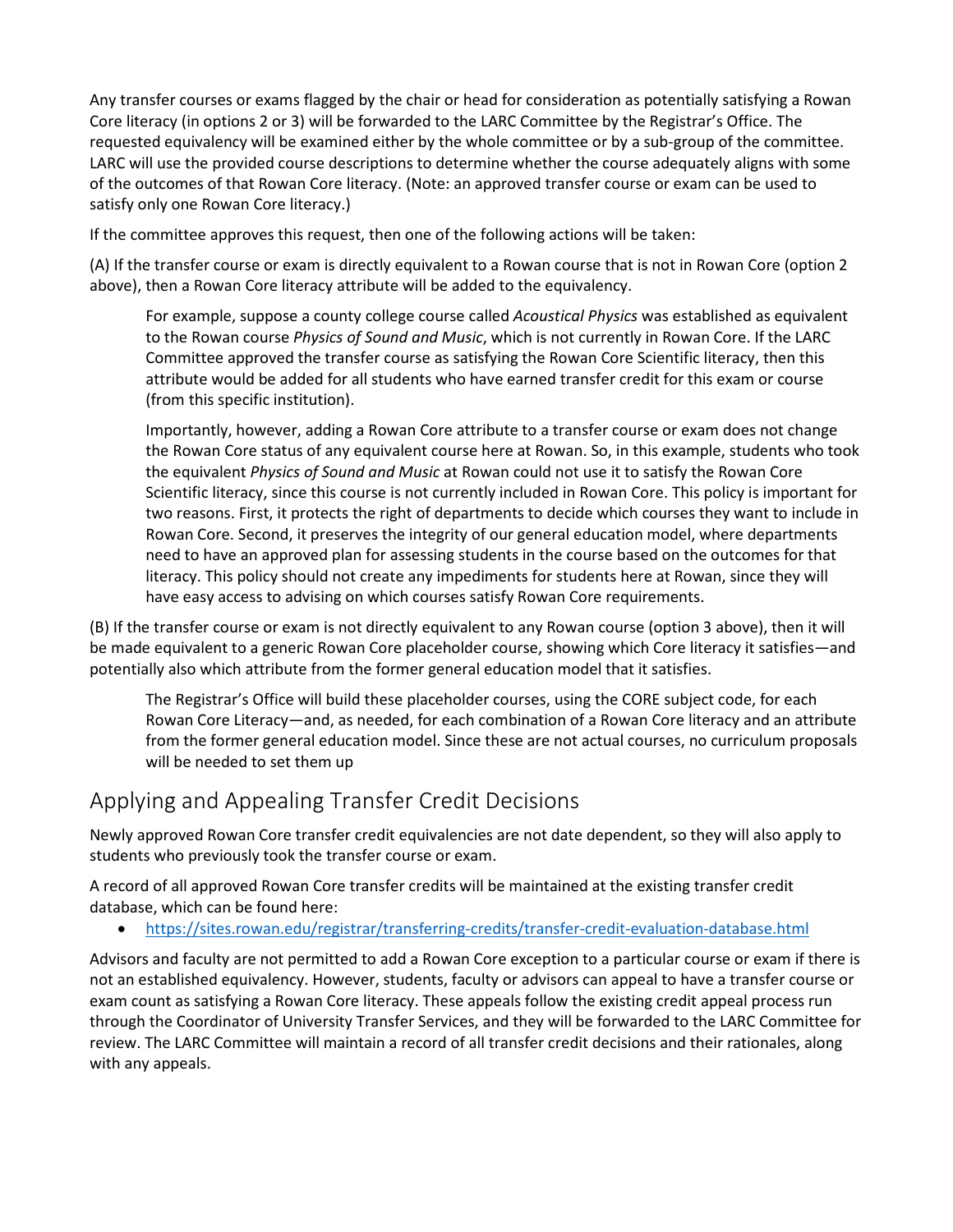Any transfer courses or exams flagged by the chair or head for consideration as potentially satisfying a Rowan Core literacy (in options 2 or 3) will be forwarded to the LARC Committee by the Registrar's Office. The requested equivalency will be examined either by the whole committee or by a sub-group of the committee. LARC will use the provided course descriptions to determine whether the course adequately aligns with some of the outcomes of that Rowan Core literacy. (Note: an approved transfer course or exam can be used to satisfy only one Rowan Core literacy.)

If the committee approves this request, then one of the following actions will be taken:

(A) If the transfer course or exam is directly equivalent to a Rowan course that is not in Rowan Core (option 2 above), then a Rowan Core literacy attribute will be added to the equivalency.

> For example, suppose a county college course called *Acoustical Physics* was established as equivalent to the Rowan course *Physics of Sound and Music*, which is not currently in Rowan Core. If the LARC Committee approved the transfer course as satisfying the Rowan Core Scientific literacy, then this attribute would be added for all students who have earned transfer credit for this exam or course (from this specific institution).
>
> Importantly, however, adding a Rowan Core attribute to a transfer course or exam does not change the Rowan Core status of any equivalent course here at Rowan. So, in this example, students who took the equivalent *Physics of Sound and Music* at Rowan could not use it to satisfy the Rowan Core Scientific literacy, since this course is not currently included in Rowan Core. This policy is important for two reasons. First, it protects the right of departments to decide which courses they want to include in Rowan Core. Second, it preserves the integrity of our general education model, where departments need to have an approved plan for assessing students in the course based on the outcomes for that literacy. This policy should not create any impediments for students here at Rowan, since they will have easy access to advising on which courses satisfy Rowan Core requirements.

(B) If the transfer course or exam is not directly equivalent to any Rowan course (option 3 above), then it will be made equivalent to a generic Rowan Core placeholder course, showing which Core literacy it satisfies—and potentially also which attribute from the former general education model that it satisfies.

> The Registrar's Office will build these placeholder courses, using the CORE subject code, for each Rowan Core Literacy—and, as needed, for each combination of a Rowan Core literacy and an attribute from the former general education model. Since these are not actual courses, no curriculum proposals will be needed to set them up

## Applying and Appealing Transfer Credit Decisions

Newly approved Rowan Core transfer credit equivalencies are not date dependent, so they will also apply to students who previously took the transfer course or exam.

A record of all approved Rowan Core transfer credits will be maintained at the existing transfer credit database, which can be found here:

- https://sites.rowan.edu/registrar/transferring-credits/transfer-credit-evaluation-database.html

Advisors and faculty are not permitted to add a Rowan Core exception to a particular course or exam if there is not an established equivalency. However, students, faculty or advisors can appeal to have a transfer course or exam count as satisfying a Rowan Core literacy. These appeals follow the existing credit appeal process run through the Coordinator of University Transfer Services, and they will be forwarded to the LARC Committee for review. The LARC Committee will maintain a record of all transfer credit decisions and their rationales, along with any appeals.